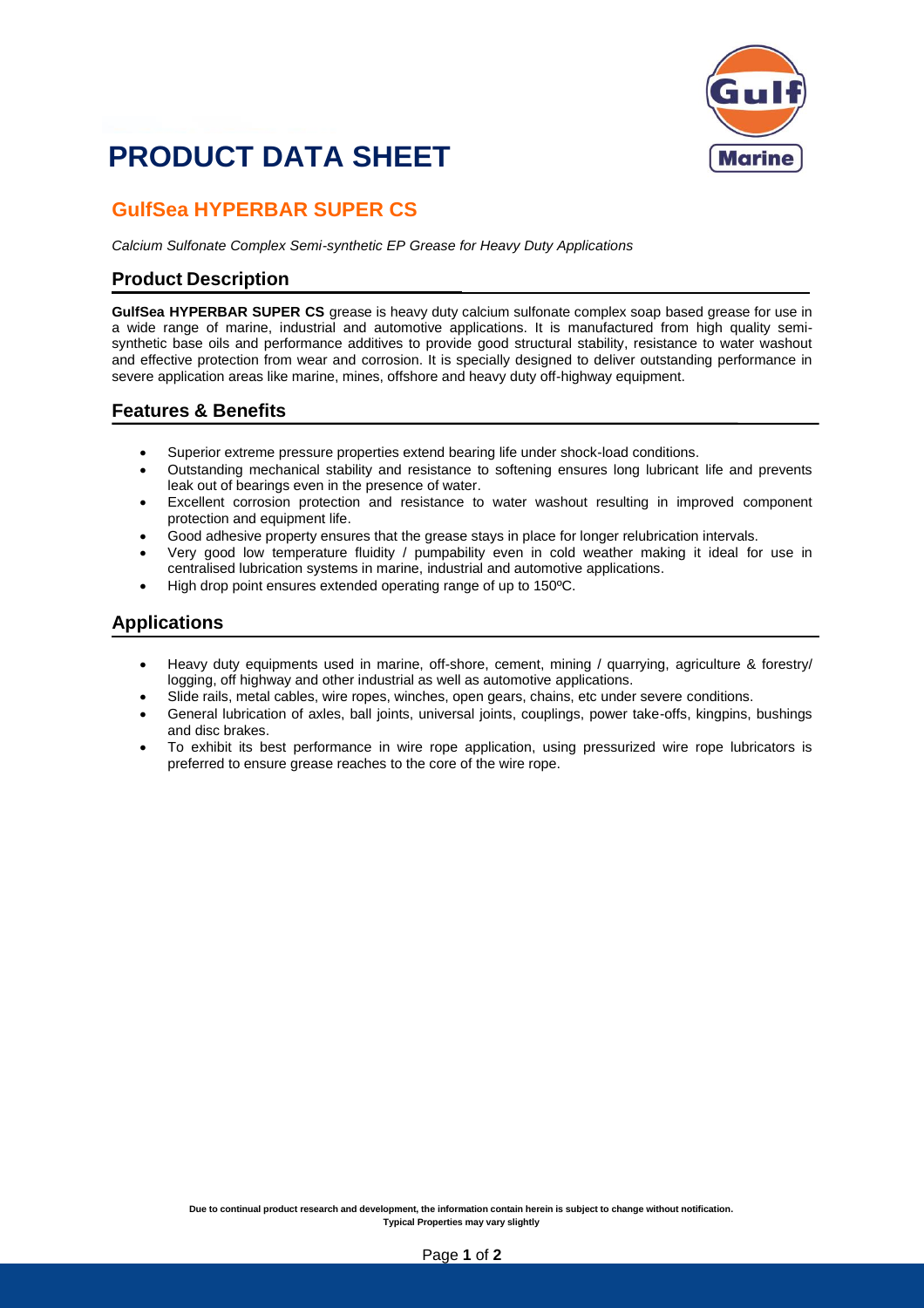# PRODUCT DATA SHEET

## GulfSea HYPERBAR SUPER CS

*Calcium Sulfonate Complex Semi-synthetic EP Grease for Heavy Duty Applications*

### Product Description

**GulfSea HYPERBAR SUPER CS** grease is heavy duty calcium sulfonate complex soap based grease for use in a wide range of marine, industrial and automotive applications. It is manufactured from high quality semi-synthetic base oils and performance additives to provide good structural stability, resistance to water washout and effective protection from wear and corrosion. It is specially designed to deliver outstanding performance in severe application areas like marine, mines, offshore and heavy duty off-highway equipment.

### Features & Benefits

- Superior extreme pressure properties extend bearing life under shock-load conditions.
- Outstanding mechanical stability and resistance to softening ensures long lubricant life and prevents leak out of bearings even in the presence of water.
- Excellent corrosion protection and resistance to water washout resulting in improved component protection and equipment life.
- Good adhesive property ensures that the grease stays in place for longer relubrication intervals.
- Very good low temperature fluidity / pumpability even in cold weather making it ideal for use in centralised lubrication systems in marine, industrial and automotive applications.
- High drop point ensures extended operating range of up to 150ºC.

### Applications

- Heavy duty equipments used in marine, off-shore, cement, mining / quarrying, agriculture & forestry/ logging, off highway and other industrial as well as automotive applications.
- Slide rails, metal cables, wire ropes, winches, open gears, chains, etc under severe conditions.
- General lubrication of axles, ball joints, universal joints, couplings, power take-offs, kingpins, bushings and disc brakes.
- To exhibit its best performance in wire rope application, using pressurized wire rope lubricators is preferred to ensure grease reaches to the core of the wire rope.

**Due to continual product research and development, the information contain herein is subject to change without notification.**
**Typical Properties may vary slightly**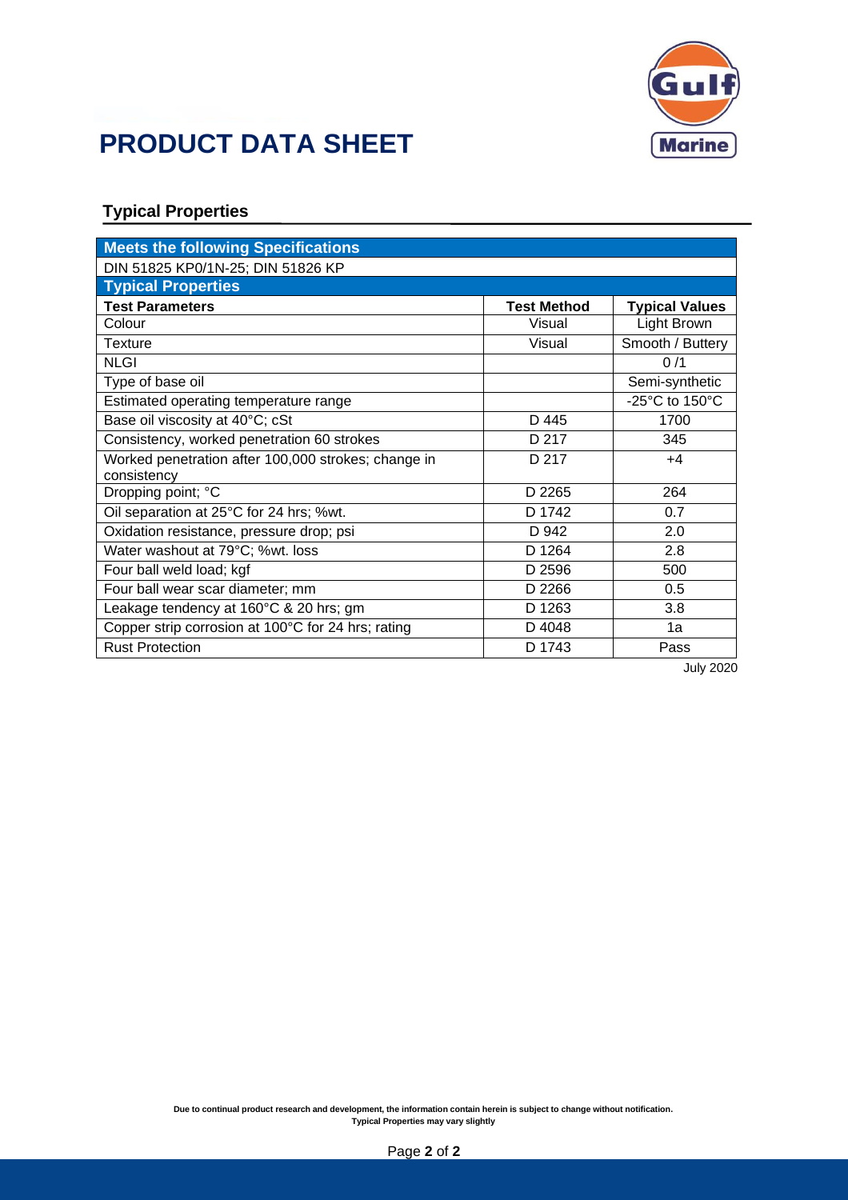# PRODUCT DATA SHEET

## Typical Properties

| Meets the following Specifications | | |
|---|---|---|
| DIN 51825 KP0/1N-25; DIN 51826 KP | | |
| **Typical Properties** | | |
| **Test Parameters** | **Test Method** | **Typical Values** |
| Colour | Visual | Light Brown |
| Texture | Visual | Smooth / Buttery |
| NLGI | | 0 /1 |
| Type of base oil | | Semi-synthetic |
| Estimated operating temperature range | | -25°C to 150°C |
| Base oil viscosity at 40°C; cSt | D 445 | 1700 |
| Consistency, worked penetration 60 strokes | D 217 | 345 |
| Worked penetration after 100,000 strokes; change in consistency | D 217 | +4 |
| Dropping point; °C | D 2265 | 264 |
| Oil separation at 25°C for 24 hrs; %wt. | D 1742 | 0.7 |
| Oxidation resistance, pressure drop; psi | D 942 | 2.0 |
| Water washout at 79°C; %wt. loss | D 1264 | 2.8 |
| Four ball weld load; kgf | D 2596 | 500 |
| Four ball wear scar diameter; mm | D 2266 | 0.5 |
| Leakage tendency at 160°C & 20 hrs; gm | D 1263 | 3.8 |
| Copper strip corrosion at 100°C for 24 hrs; rating | D 4048 | 1a |
| Rust Protection | D 1743 | Pass |

July 2020

**Due to continual product research and development, the information contain herein is subject to change without notification.**
**Typical Properties may vary slightly**